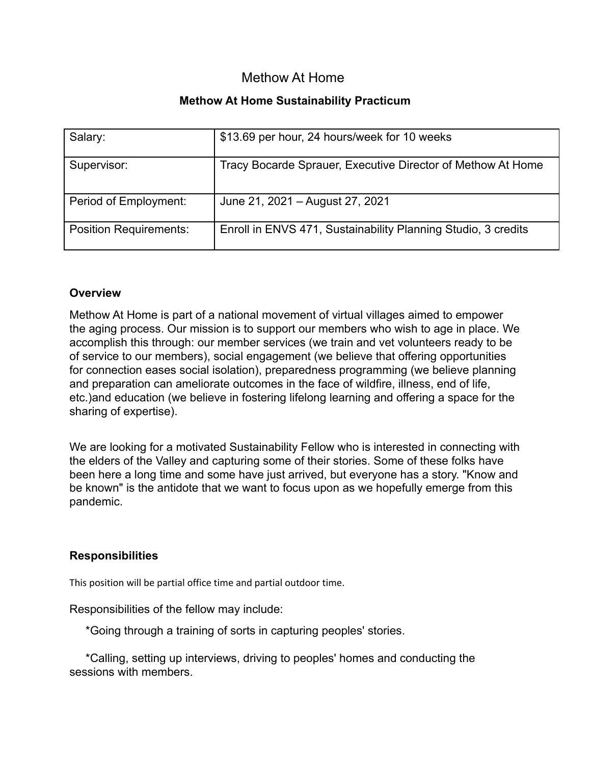# Methow At Home

## Methow At Home Sustainability Practicum

| | |
|---|---|
| Salary: | $13.69 per hour, 24 hours/week for 10 weeks |
| Supervisor: | Tracy Bocarde Sprauer, Executive Director of Methow At Home |
| Period of Employment: | June 21, 2021 – August 27, 2021 |
| Position Requirements: | Enroll in ENVS 471, Sustainability Planning Studio, 3 credits |

**Overview**

Methow At Home is part of a national movement of virtual villages aimed to empower the aging process. Our mission is to support our members who wish to age in place. We accomplish this through: our member services (we train and vet volunteers ready to be of service to our members), social engagement (we believe that offering opportunities for connection eases social isolation), preparedness programming (we believe planning and preparation can ameliorate outcomes in the face of wildfire, illness, end of life, etc.)and education (we believe in fostering lifelong learning and offering a space for the sharing of expertise).

We are looking for a motivated Sustainability Fellow who is interested in connecting with the elders of the Valley and capturing some of their stories. Some of these folks have been here a long time and some have just arrived, but everyone has a story. "Know and be known" is the antidote that we want to focus upon as we hopefully emerge from this pandemic.

**Responsibilities**

This position will be partial office time and partial outdoor time.

Responsibilities of the fellow may include:

*Going through a training of sorts in capturing peoples' stories.

*Calling, setting up interviews, driving to peoples' homes and conducting the sessions with members.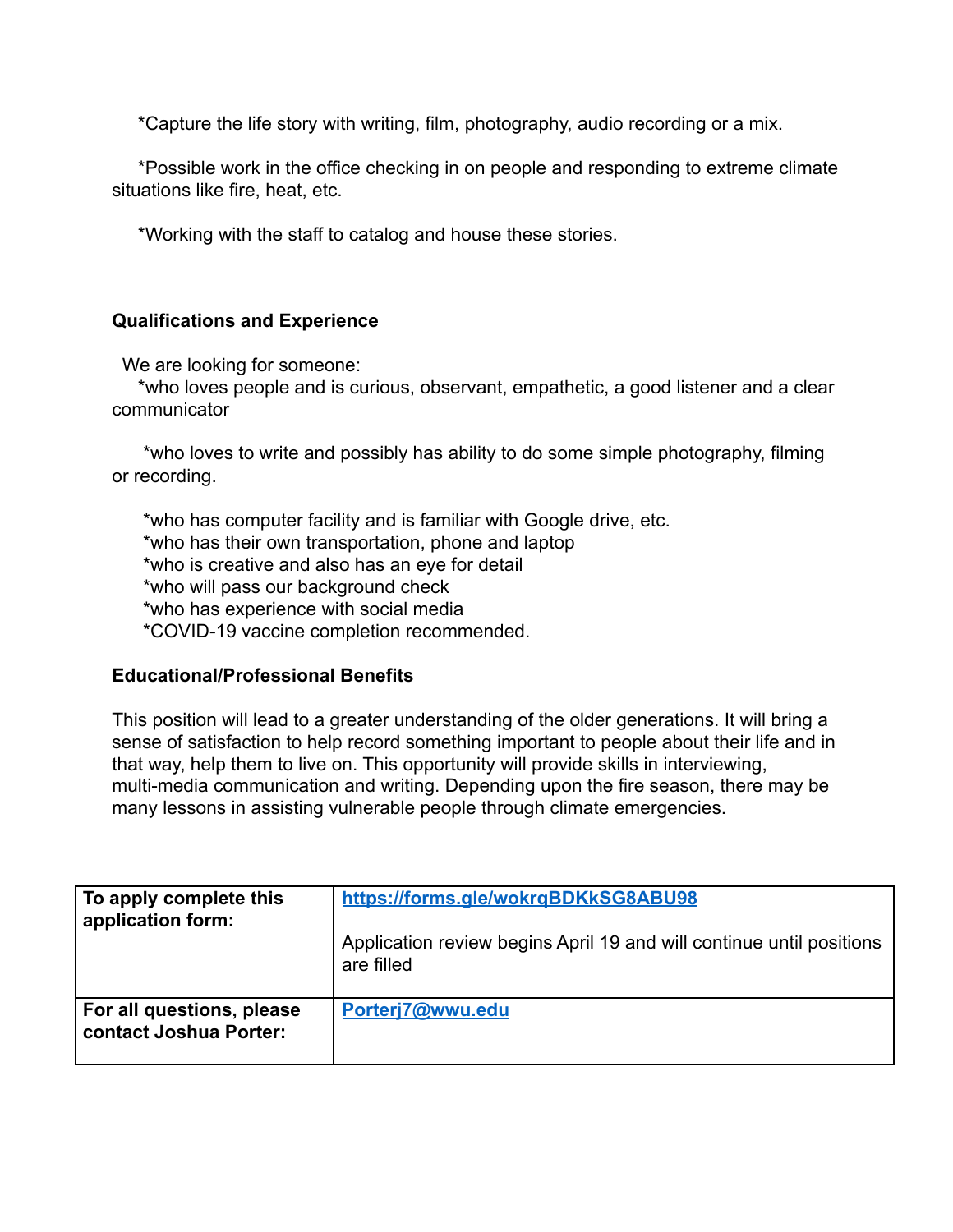*Capture the life story with writing, film, photography, audio recording or a mix.

*Possible work in the office checking in on people and responding to extreme climate situations like fire, heat, etc.

*Working with the staff to catalog and house these stories.

**Qualifications and Experience**

We are looking for someone:

*who loves people and is curious, observant, empathetic, a good listener and a clear communicator

*who loves to write and possibly has ability to do some simple photography, filming or recording.

*who has computer facility and is familiar with Google drive, etc.
*who has their own transportation, phone and laptop
*who is creative and also has an eye for detail
*who will pass our background check
*who has experience with social media
*COVID-19 vaccine completion recommended.

**Educational/Professional Benefits**

This position will lead to a greater understanding of the older generations. It will bring a sense of satisfaction to help record something important to people about their life and in that way, help them to live on. This opportunity will provide skills in interviewing, multi-media communication and writing. Depending upon the fire season, there may be many lessons in assisting vulnerable people through climate emergencies.

| | |
|---|---|
| **To apply complete this application form:** | https://forms.gle/wokrqBDKkSG8ABU98<br><br>Application review begins April 19 and will continue until positions are filled |
| **For all questions, please contact Joshua Porter:** | Porterj7@wwu.edu |